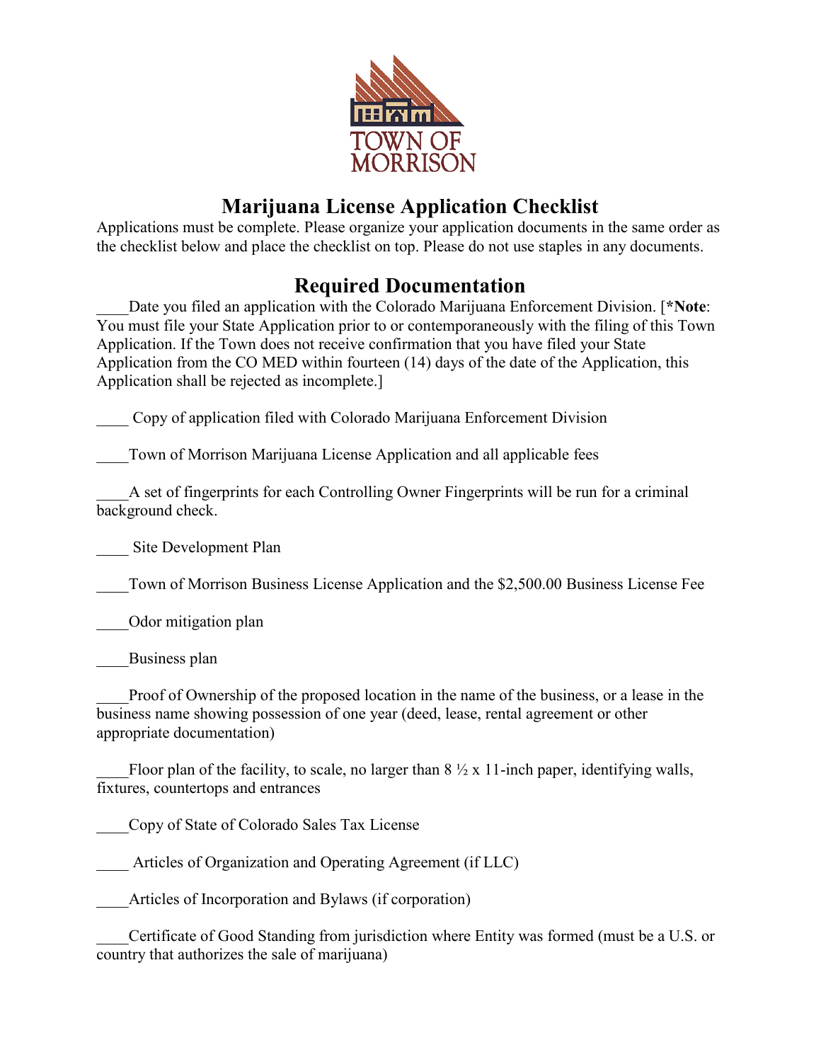TOWN OF MORRISON

# Marijuana License Application Checklist

Applications must be complete. Please organize your application documents in the same order as the checklist below and place the checklist on top. Please do not use staples in any documents.

## Required Documentation

____Date you filed an application with the Colorado Marijuana Enforcement Division. [***Note**: You must file your State Application prior to or contemporaneously with the filing of this Town Application. If the Town does not receive confirmation that you have filed your State Application from the CO MED within fourteen (14) days of the date of the Application, this Application shall be rejected as incomplete.]

____ Copy of application filed with Colorado Marijuana Enforcement Division

____Town of Morrison Marijuana License Application and all applicable fees

____A set of fingerprints for each Controlling Owner Fingerprints will be run for a criminal background check.

____ Site Development Plan

____Town of Morrison Business License Application and the $2,500.00 Business License Fee

____Odor mitigation plan

____Business plan

____Proof of Ownership of the proposed location in the name of the business, or a lease in the business name showing possession of one year (deed, lease, rental agreement or other appropriate documentation)

____Floor plan of the facility, to scale, no larger than 8 ½ x 11-inch paper, identifying walls, fixtures, countertops and entrances

____Copy of State of Colorado Sales Tax License

____ Articles of Organization and Operating Agreement (if LLC)

____Articles of Incorporation and Bylaws (if corporation)

____Certificate of Good Standing from jurisdiction where Entity was formed (must be a U.S. or country that authorizes the sale of marijuana)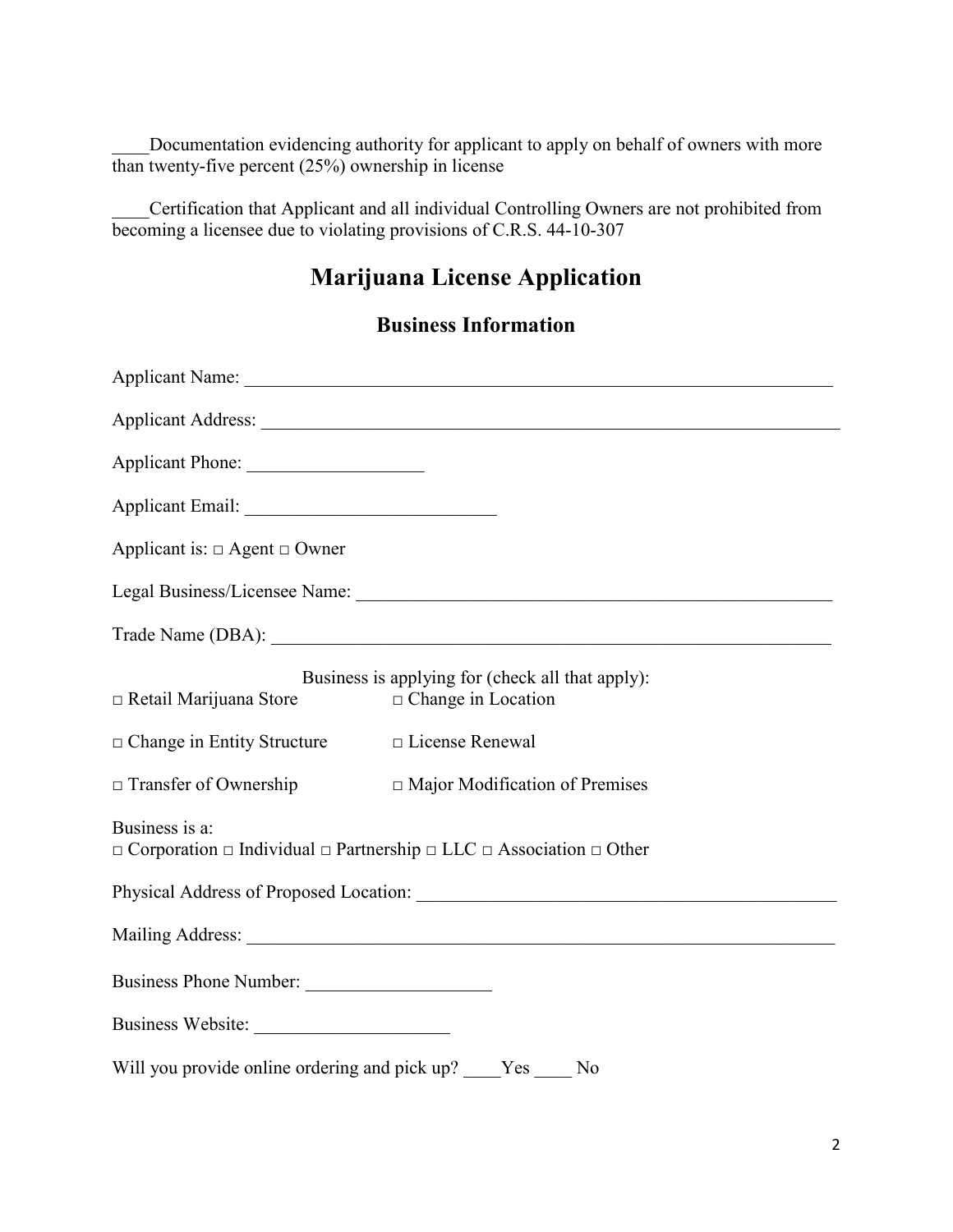____Documentation evidencing authority for applicant to apply on behalf of owners with more than twenty-five percent (25%) ownership in license

____Certification that Applicant and all individual Controlling Owners are not prohibited from becoming a licensee due to violating provisions of C.R.S. 44-10-307

# Marijuana License Application

## Business Information

Applicant Name: ___________________________________________________________________

Applicant Address: _________________________________________________________________

Applicant Phone: ___________________

Applicant Email: ___________________________

Applicant is: □ Agent □ Owner

Legal Business/Licensee Name: _____________________________________________________

Trade Name (DBA): ______________________________________________________________

Business is applying for (check all that apply):

□ Retail Marijuana Store □ Change in Location

□ Change in Entity Structure □ License Renewal

□ Transfer of Ownership □ Major Modification of Premises

Business is a:
□ Corporation □ Individual □ Partnership □ LLC □ Association □ Other

Physical Address of Proposed Location: _____________________________________________

Mailing Address: __________________________________________________________________

Business Phone Number: ____________________

Business Website: _____________________

Will you provide online ordering and pick up? ____Yes ____ No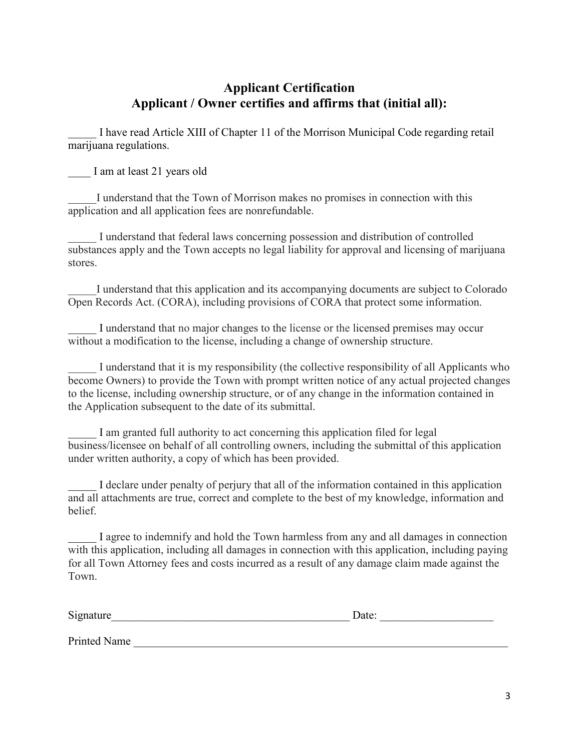## Applicant Certification
## Applicant / Owner certifies and affirms that (initial all):

_____ I have read Article XIII of Chapter 11 of the Morrison Municipal Code regarding retail marijuana regulations.

____ I am at least 21 years old

_____I understand that the Town of Morrison makes no promises in connection with this application and all application fees are nonrefundable.

_____ I understand that federal laws concerning possession and distribution of controlled substances apply and the Town accepts no legal liability for approval and licensing of marijuana stores.

_____I understand that this application and its accompanying documents are subject to Colorado Open Records Act. (CORA), including provisions of CORA that protect some information.

_____ I understand that no major changes to the license or the licensed premises may occur without a modification to the license, including a change of ownership structure.

_____ I understand that it is my responsibility (the collective responsibility of all Applicants who become Owners) to provide the Town with prompt written notice of any actual projected changes to the license, including ownership structure, or of any change in the information contained in the Application subsequent to the date of its submittal.

_____ I am granted full authority to act concerning this application filed for legal business/licensee on behalf of all controlling owners, including the submittal of this application under written authority, a copy of which has been provided.

_____ I declare under penalty of perjury that all of the information contained in this application and all attachments are true, correct and complete to the best of my knowledge, information and belief.

_____ I agree to indemnify and hold the Town harmless from any and all damages in connection with this application, including all damages in connection with this application, including paying for all Town Attorney fees and costs incurred as a result of any damage claim made against the Town.

Signature__________________________________________ Date: ____________________

Printed Name ______________________________________________________________________